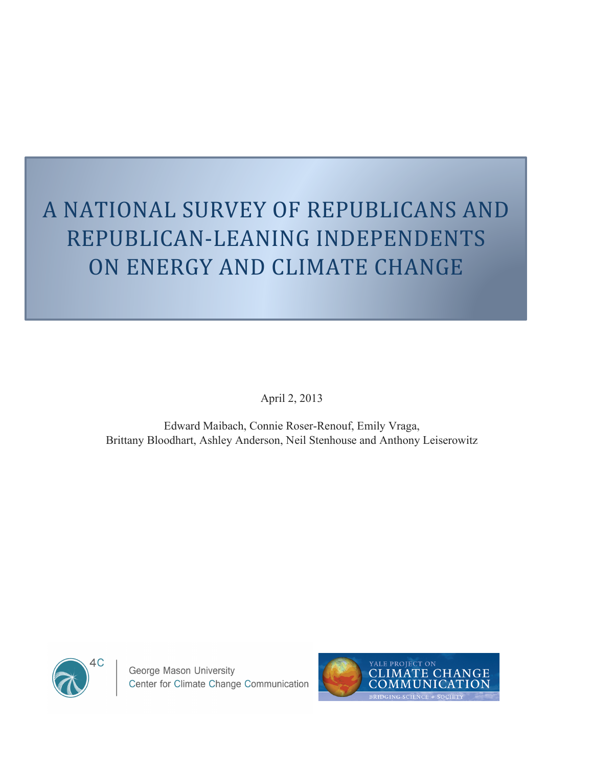# A NATIONAL SURVEY OF REPUBLICANS AND REPUBLICAN-LEANING INDEPENDENTS ON ENERGY AND CLIMATE CHANGE

April 2, 2013

Edward Maibach, Connie Roser-Renouf, Emily Vraga, Brittany Bloodhart, Ashley Anderson, Neil Stenhouse and Anthony Leiserowitz

4C | George Mason University Center for Climate Change Communication

YALE PROJECT ON CLIMATE CHANGE COMMUNICATION
BRIDGING SCIENCE + SOCIETY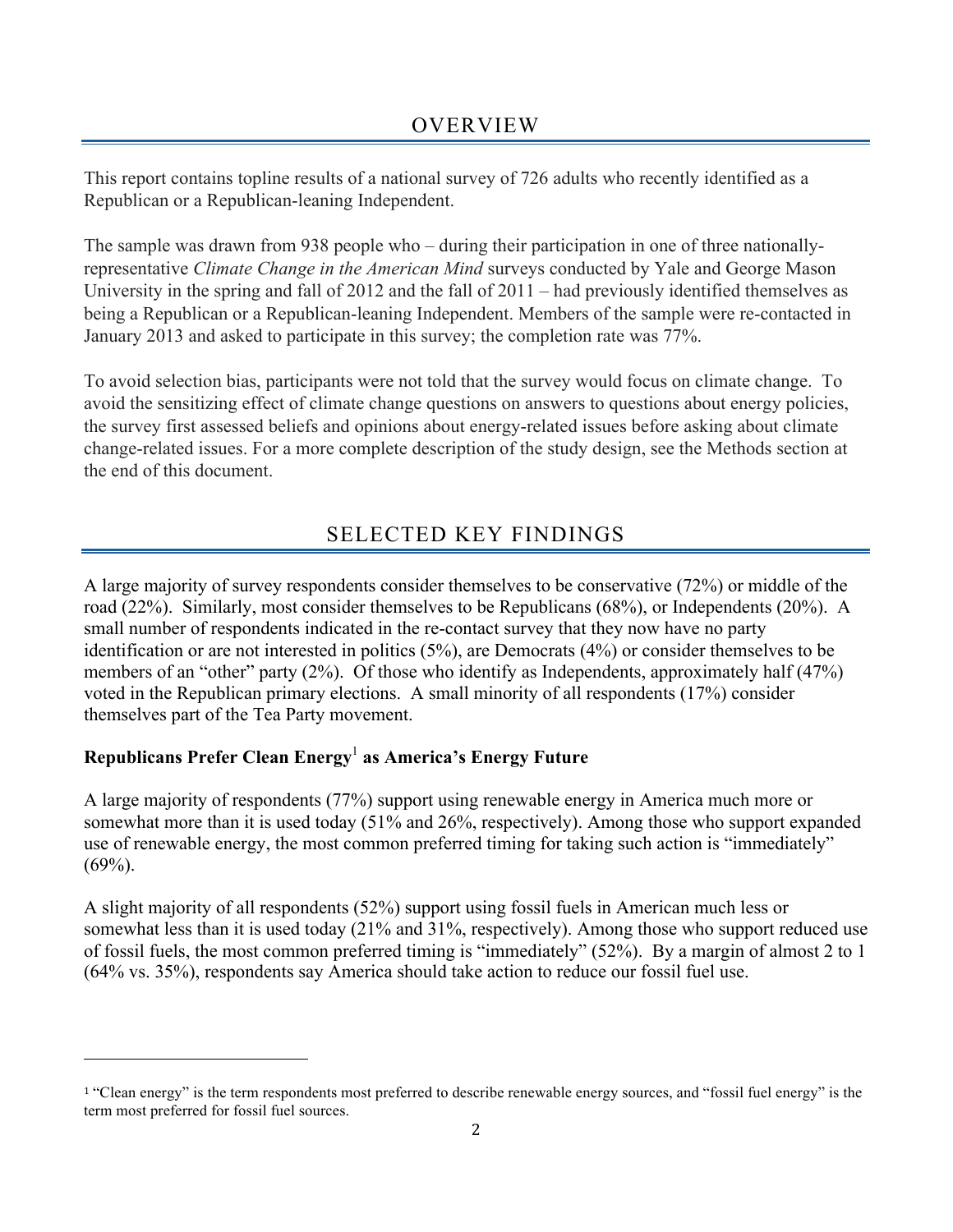## OVERVIEW

This report contains topline results of a national survey of 726 adults who recently identified as a Republican or a Republican-leaning Independent.

The sample was drawn from 938 people who – during their participation in one of three nationally-representative *Climate Change in the American Mind* surveys conducted by Yale and George Mason University in the spring and fall of 2012 and the fall of 2011 – had previously identified themselves as being a Republican or a Republican-leaning Independent. Members of the sample were re-contacted in January 2013 and asked to participate in this survey; the completion rate was 77%.

To avoid selection bias, participants were not told that the survey would focus on climate change. To avoid the sensitizing effect of climate change questions on answers to questions about energy policies, the survey first assessed beliefs and opinions about energy-related issues before asking about climate change-related issues. For a more complete description of the study design, see the Methods section at the end of this document.

## SELECTED KEY FINDINGS

A large majority of survey respondents consider themselves to be conservative (72%) or middle of the road (22%). Similarly, most consider themselves to be Republicans (68%), or Independents (20%). A small number of respondents indicated in the re-contact survey that they now have no party identification or are not interested in politics (5%), are Democrats (4%) or consider themselves to be members of an "other" party (2%). Of those who identify as Independents, approximately half (47%) voted in the Republican primary elections. A small minority of all respondents (17%) consider themselves part of the Tea Party movement.

### Republicans Prefer Clean Energy[1] as America's Energy Future

A large majority of respondents (77%) support using renewable energy in America much more or somewhat more than it is used today (51% and 26%, respectively). Among those who support expanded use of renewable energy, the most common preferred timing for taking such action is "immediately" (69%).

A slight majority of all respondents (52%) support using fossil fuels in American much less or somewhat less than it is used today (21% and 31%, respectively). Among those who support reduced use of fossil fuels, the most common preferred timing is "immediately" (52%). By a margin of almost 2 to 1 (64% vs. 35%), respondents say America should take action to reduce our fossil fuel use.

---

[1] "Clean energy" is the term respondents most preferred to describe renewable energy sources, and "fossil fuel energy" is the term most preferred for fossil fuel sources.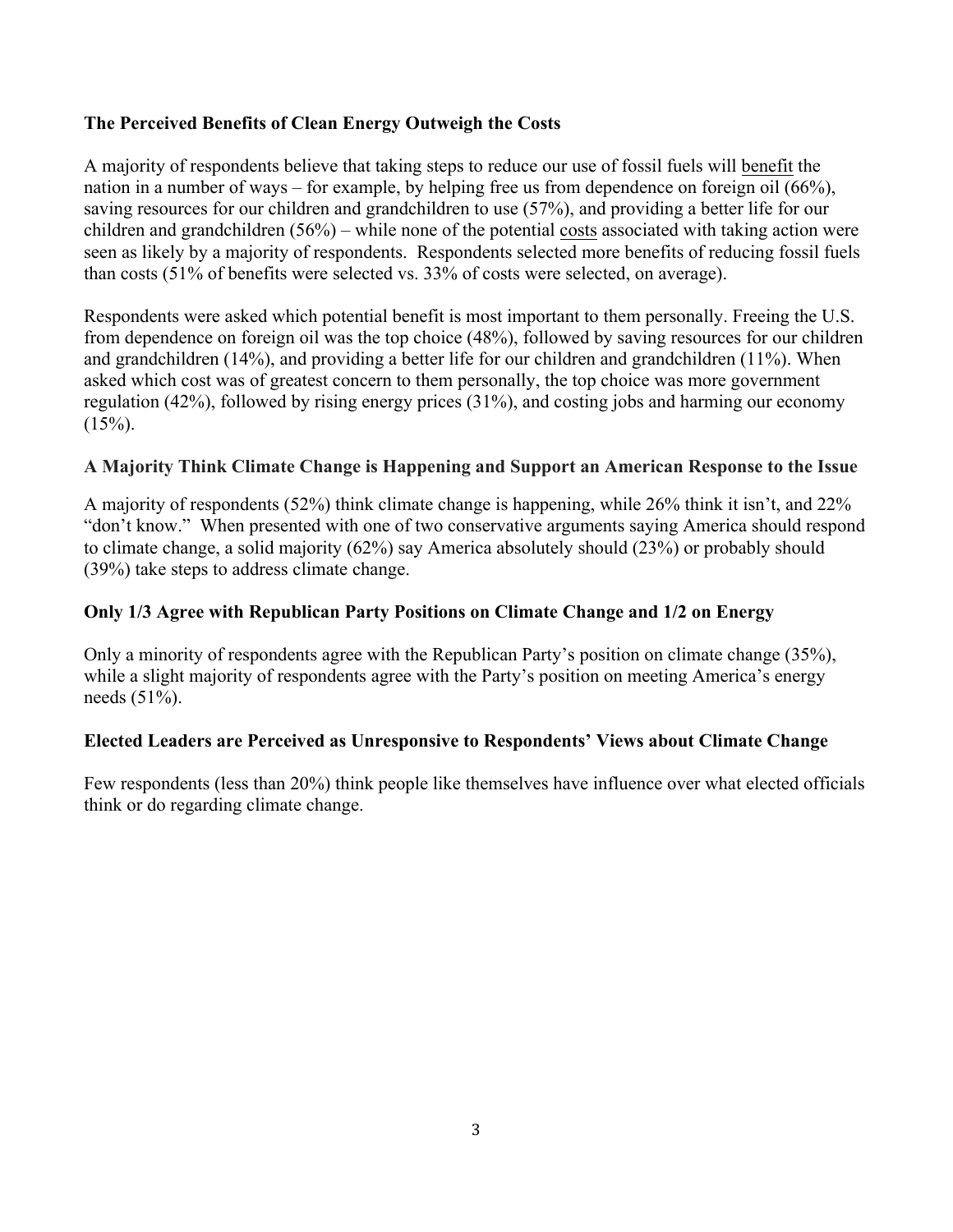**The Perceived Benefits of Clean Energy Outweigh the Costs**

A majority of respondents believe that taking steps to reduce our use of fossil fuels will benefit the nation in a number of ways – for example, by helping free us from dependence on foreign oil (66%), saving resources for our children and grandchildren to use (57%), and providing a better life for our children and grandchildren (56%) – while none of the potential costs associated with taking action were seen as likely by a majority of respondents. Respondents selected more benefits of reducing fossil fuels than costs (51% of benefits were selected vs. 33% of costs were selected, on average).

Respondents were asked which potential benefit is most important to them personally. Freeing the U.S. from dependence on foreign oil was the top choice (48%), followed by saving resources for our children and grandchildren (14%), and providing a better life for our children and grandchildren (11%). When asked which cost was of greatest concern to them personally, the top choice was more government regulation (42%), followed by rising energy prices (31%), and costing jobs and harming our economy (15%).

**A Majority Think Climate Change is Happening and Support an American Response to the Issue**

A majority of respondents (52%) think climate change is happening, while 26% think it isn't, and 22% "don't know." When presented with one of two conservative arguments saying America should respond to climate change, a solid majority (62%) say America absolutely should (23%) or probably should (39%) take steps to address climate change.

**Only 1/3 Agree with Republican Party Positions on Climate Change and 1/2 on Energy**

Only a minority of respondents agree with the Republican Party's position on climate change (35%), while a slight majority of respondents agree with the Party's position on meeting America's energy needs (51%).

**Elected Leaders are Perceived as Unresponsive to Respondents' Views about Climate Change**

Few respondents (less than 20%) think people like themselves have influence over what elected officials think or do regarding climate change.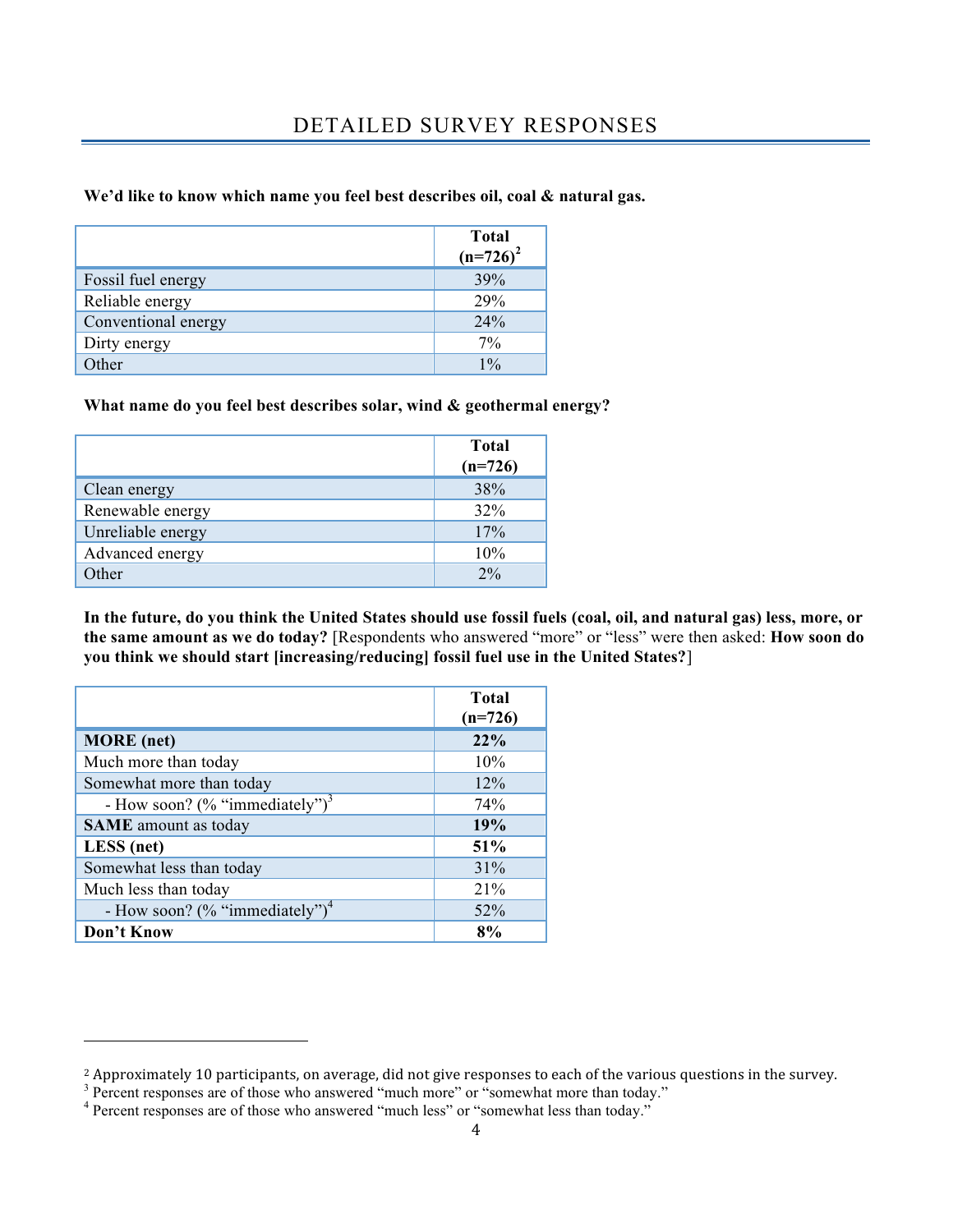## DETAILED SURVEY RESPONSES

**We'd like to know which name you feel best describes oil, coal & natural gas.**

| | **Total (n=726)**[2] |
|---|---|
| Fossil fuel energy | 39% |
| Reliable energy | 29% |
| Conventional energy | 24% |
| Dirty energy | 7% |
| Other | 1% |

**What name do you feel best describes solar, wind & geothermal energy?**

| | **Total (n=726)** |
|---|---|
| Clean energy | 38% |
| Renewable energy | 32% |
| Unreliable energy | 17% |
| Advanced energy | 10% |
| Other | 2% |

**In the future, do you think the United States should use fossil fuels (coal, oil, and natural gas) less, more, or the same amount as we do today?** [Respondents who answered "more" or "less" were then asked: **How soon do you think we should start [increasing/reducing] fossil fuel use in the United States?**]

| | **Total (n=726)** |
|---|---|
| **MORE (net)** | **22%** |
| Much more than today | 10% |
| Somewhat more than today | 12% |
| - How soon? (% "immediately")[3] | 74% |
| **SAME** amount as today | **19%** |
| **LESS (net)** | **51%** |
| Somewhat less than today | 31% |
| Much less than today | 21% |
| - How soon? (% "immediately")[4] | 52% |
| **Don't Know** | **8%** |

---

[2] Approximately 10 participants, on average, did not give responses to each of the various questions in the survey.
[3] Percent responses are of those who answered "much more" or "somewhat more than today."
[4] Percent responses are of those who answered "much less" or "somewhat less than today."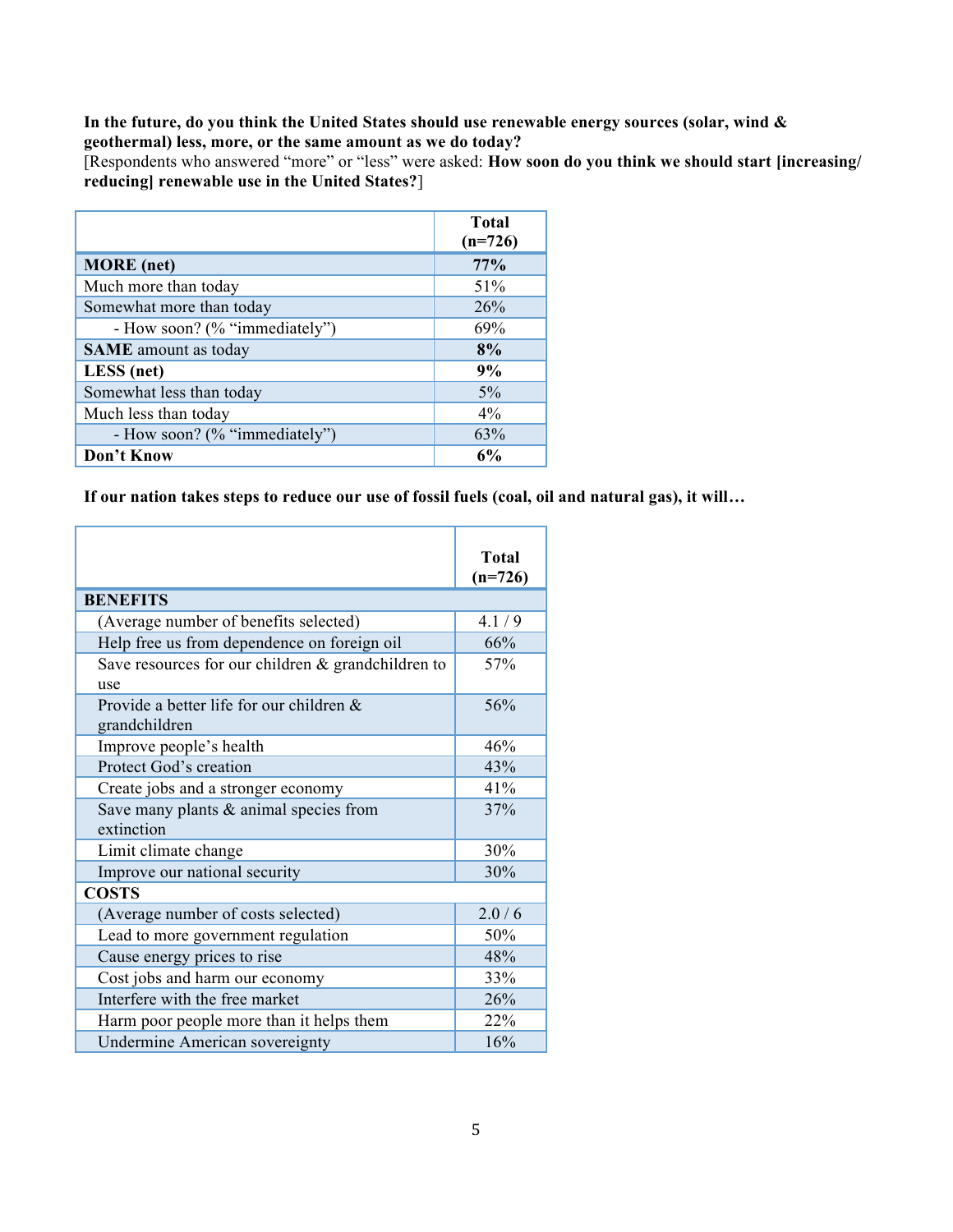**In the future, do you think the United States should use renewable energy sources (solar, wind & geothermal) less, more, or the same amount as we do today?**
[Respondents who answered "more" or "less" were asked: **How soon do you think we should start [increasing/ reducing] renewable use in the United States?**]

| | **Total (n=726)** |
|---|---|
| **MORE (net)** | **77%** |
| Much more than today | 51% |
| Somewhat more than today | 26% |
| - How soon? (% "immediately") | 69% |
| **SAME** amount as today | **8%** |
| **LESS (net)** | **9%** |
| Somewhat less than today | 5% |
| Much less than today | 4% |
| - How soon? (% "immediately") | 63% |
| **Don't Know** | **6%** |

**If our nation takes steps to reduce our use of fossil fuels (coal, oil and natural gas), it will…**

| | **Total (n=726)** |
|---|---|
| **BENEFITS** | |
| (Average number of benefits selected) | 4.1 / 9 |
| Help free us from dependence on foreign oil | 66% |
| Save resources for our children & grandchildren to use | 57% |
| Provide a better life for our children & grandchildren | 56% |
| Improve people's health | 46% |
| Protect God's creation | 43% |
| Create jobs and a stronger economy | 41% |
| Save many plants & animal species from extinction | 37% |
| Limit climate change | 30% |
| Improve our national security | 30% |
| **COSTS** | |
| (Average number of costs selected) | 2.0 / 6 |
| Lead to more government regulation | 50% |
| Cause energy prices to rise | 48% |
| Cost jobs and harm our economy | 33% |
| Interfere with the free market | 26% |
| Harm poor people more than it helps them | 22% |
| Undermine American sovereignty | 16% |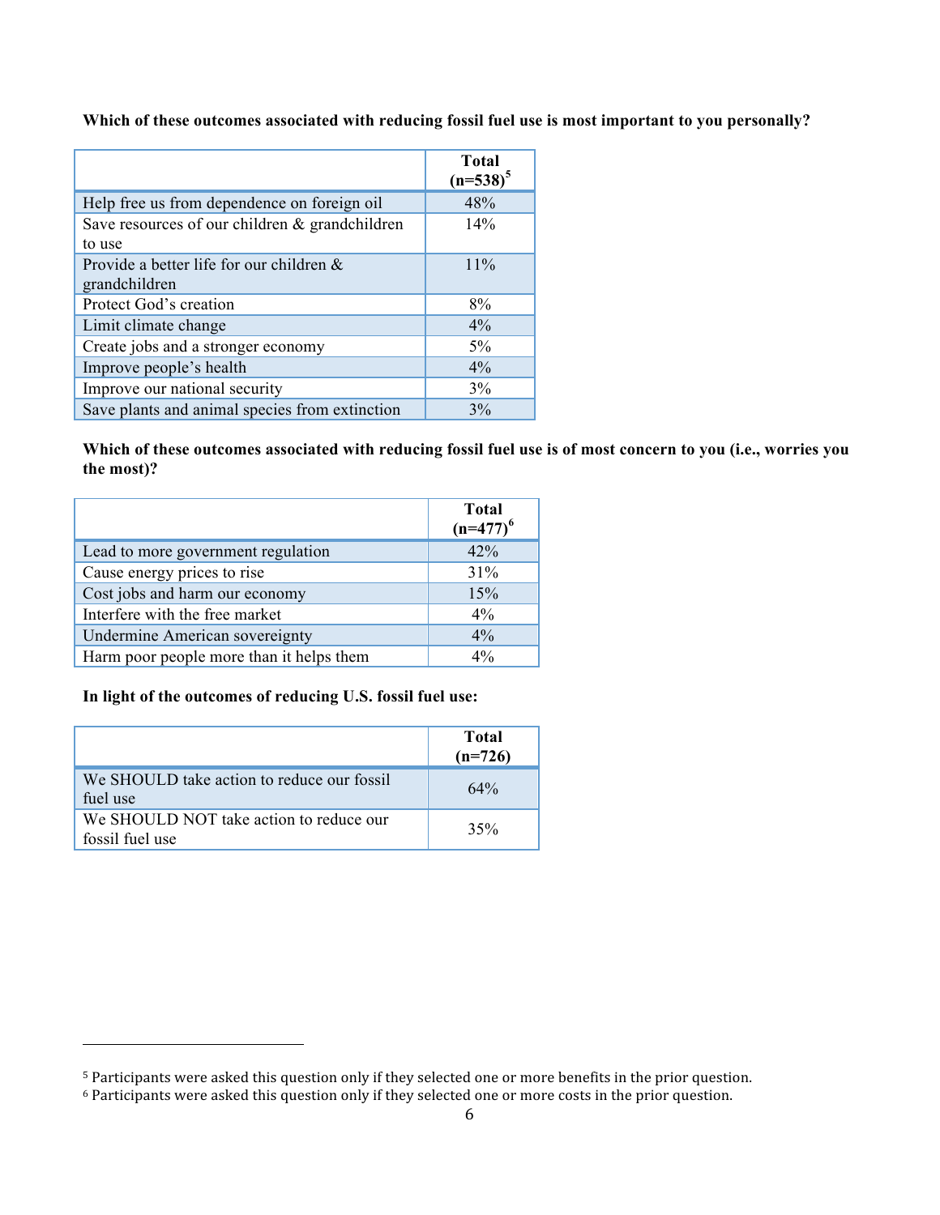**Which of these outcomes associated with reducing fossil fuel use is most important to you personally?**

| | Total (n=538)[5] |
|---|---|
| Help free us from dependence on foreign oil | 48% |
| Save resources of our children & grandchildren to use | 14% |
| Provide a better life for our children & grandchildren | 11% |
| Protect God's creation | 8% |
| Limit climate change | 4% |
| Create jobs and a stronger economy | 5% |
| Improve people's health | 4% |
| Improve our national security | 3% |
| Save plants and animal species from extinction | 3% |

**Which of these outcomes associated with reducing fossil fuel use is of most concern to you (i.e., worries you the most)?**

| | Total (n=477)[6] |
|---|---|
| Lead to more government regulation | 42% |
| Cause energy prices to rise | 31% |
| Cost jobs and harm our economy | 15% |
| Interfere with the free market | 4% |
| Undermine American sovereignty | 4% |
| Harm poor people more than it helps them | 4% |

**In light of the outcomes of reducing U.S. fossil fuel use:**

| | Total (n=726) |
|---|---|
| We SHOULD take action to reduce our fossil fuel use | 64% |
| We SHOULD NOT take action to reduce our fossil fuel use | 35% |

[5] Participants were asked this question only if they selected one or more benefits in the prior question.

[6] Participants were asked this question only if they selected one or more costs in the prior question.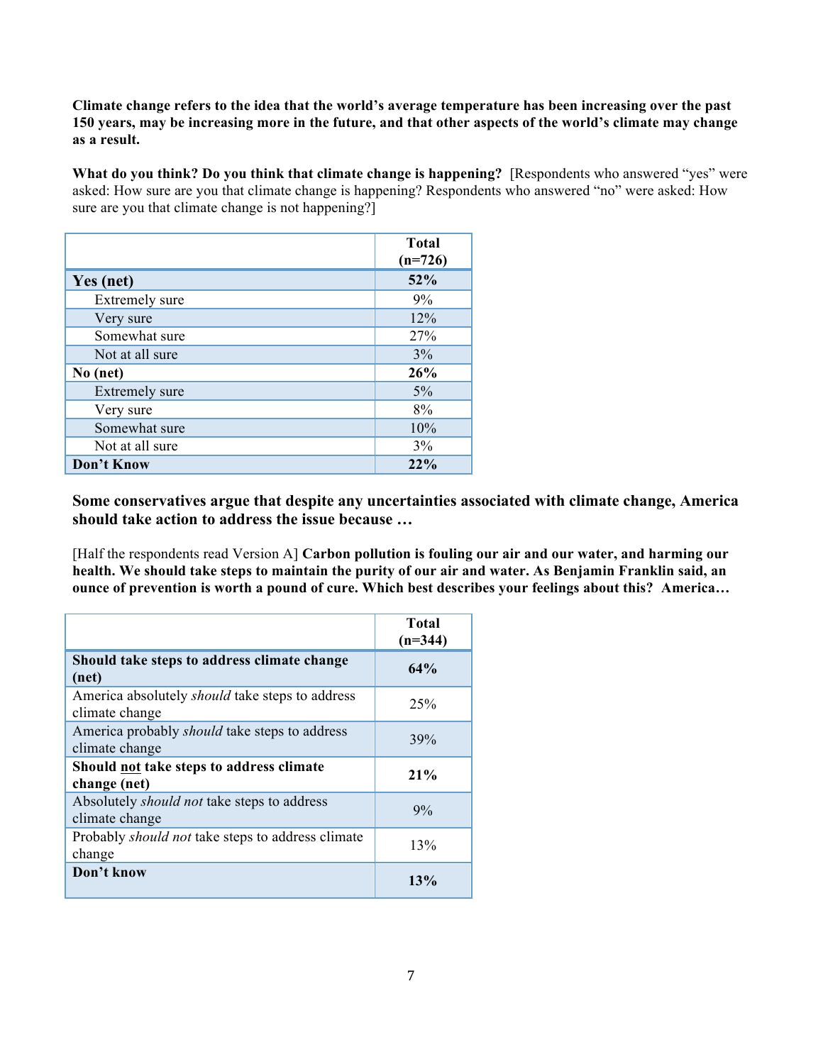**Climate change refers to the idea that the world's average temperature has been increasing over the past 150 years, may be increasing more in the future, and that other aspects of the world's climate may change as a result.**

**What do you think? Do you think that climate change is happening?** [Respondents who answered "yes" were asked: How sure are you that climate change is happening? Respondents who answered "no" were asked: How sure are you that climate change is not happening?]

| | **Total (n=726)** |
|---|---|
| **Yes (net)** | **52%** |
| Extremely sure | 9% |
| Very sure | 12% |
| Somewhat sure | 27% |
| Not at all sure | 3% |
| **No (net)** | **26%** |
| Extremely sure | 5% |
| Very sure | 8% |
| Somewhat sure | 10% |
| Not at all sure | 3% |
| **Don't Know** | **22%** |

**Some conservatives argue that despite any uncertainties associated with climate change, America should take action to address the issue because …**

[Half the respondents read Version A] **Carbon pollution is fouling our air and our water, and harming our health. We should take steps to maintain the purity of our air and water. As Benjamin Franklin said, an ounce of prevention is worth a pound of cure. Which best describes your feelings about this? America…**

| | **Total (n=344)** |
|---|---|
| **Should take steps to address climate change (net)** | **64%** |
| America absolutely *should* take steps to address climate change | 25% |
| America probably *should* take steps to address climate change | 39% |
| **Should not take steps to address climate change (net)** | **21%** |
| Absolutely *should not* take steps to address climate change | 9% |
| Probably *should not* take steps to address climate change | 13% |
| **Don't know** | **13%** |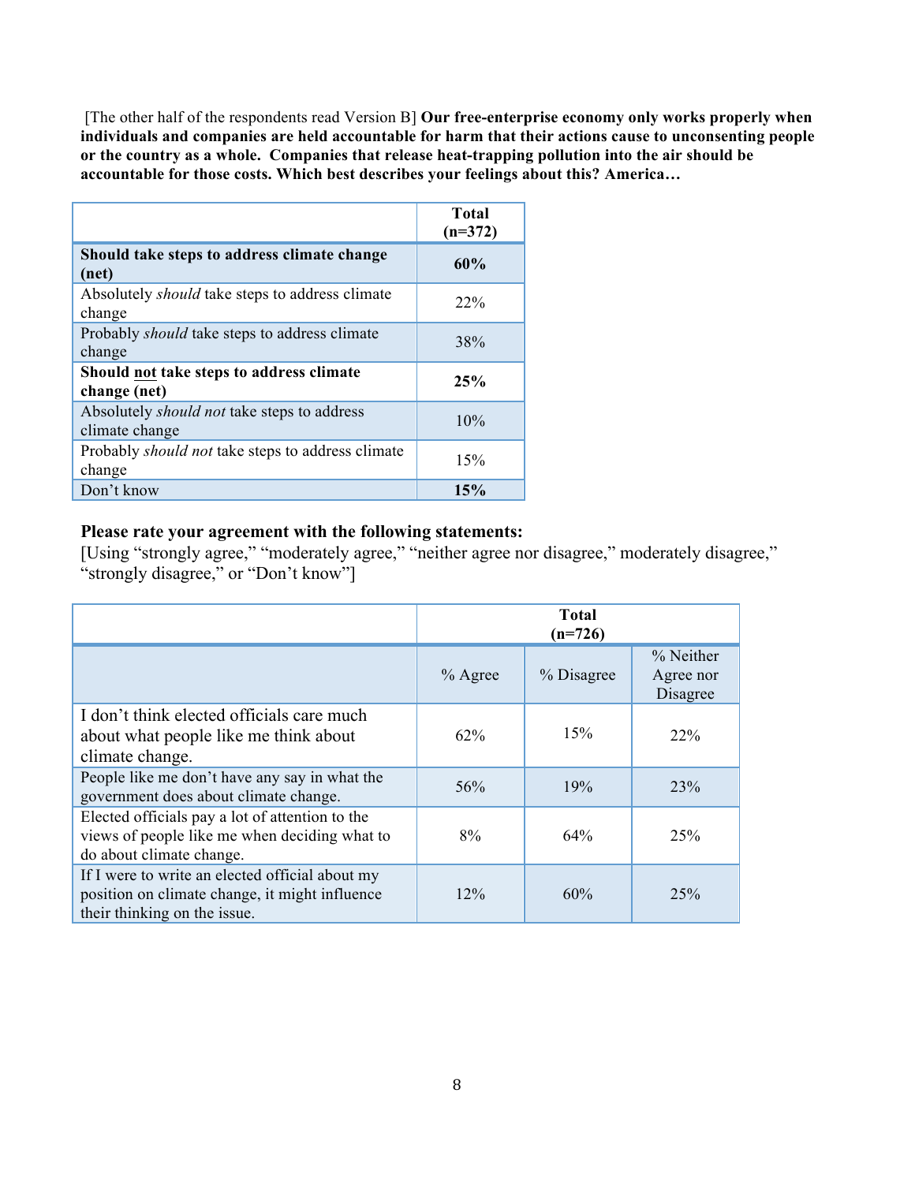[The other half of the respondents read Version B] **Our free-enterprise economy only works properly when individuals and companies are held accountable for harm that their actions cause to unconsenting people or the country as a whole. Companies that release heat-trapping pollution into the air should be accountable for those costs. Which best describes your feelings about this? America…**

| | **Total (n=372)** |
|---|---|
| **Should take steps to address climate change (net)** | **60%** |
| Absolutely *should* take steps to address climate change | 22% |
| Probably *should* take steps to address climate change | 38% |
| **Should not take steps to address climate change (net)** | **25%** |
| Absolutely *should not* take steps to address climate change | 10% |
| Probably *should not* take steps to address climate change | 15% |
| Don't know | **15%** |

**Please rate your agreement with the following statements:**
[Using "strongly agree," "moderately agree," "neither agree nor disagree," moderately disagree," "strongly disagree," or "Don't know"]

| | **Total (n=726)** | | |
|---|---|---|---|
| | % Agree | % Disagree | % Neither Agree nor Disagree |
| I don't think elected officials care much about what people like me think about climate change. | 62% | 15% | 22% |
| People like me don't have any say in what the government does about climate change. | 56% | 19% | 23% |
| Elected officials pay a lot of attention to the views of people like me when deciding what to do about climate change. | 8% | 64% | 25% |
| If I were to write an elected official about my position on climate change, it might influence their thinking on the issue. | 12% | 60% | 25% |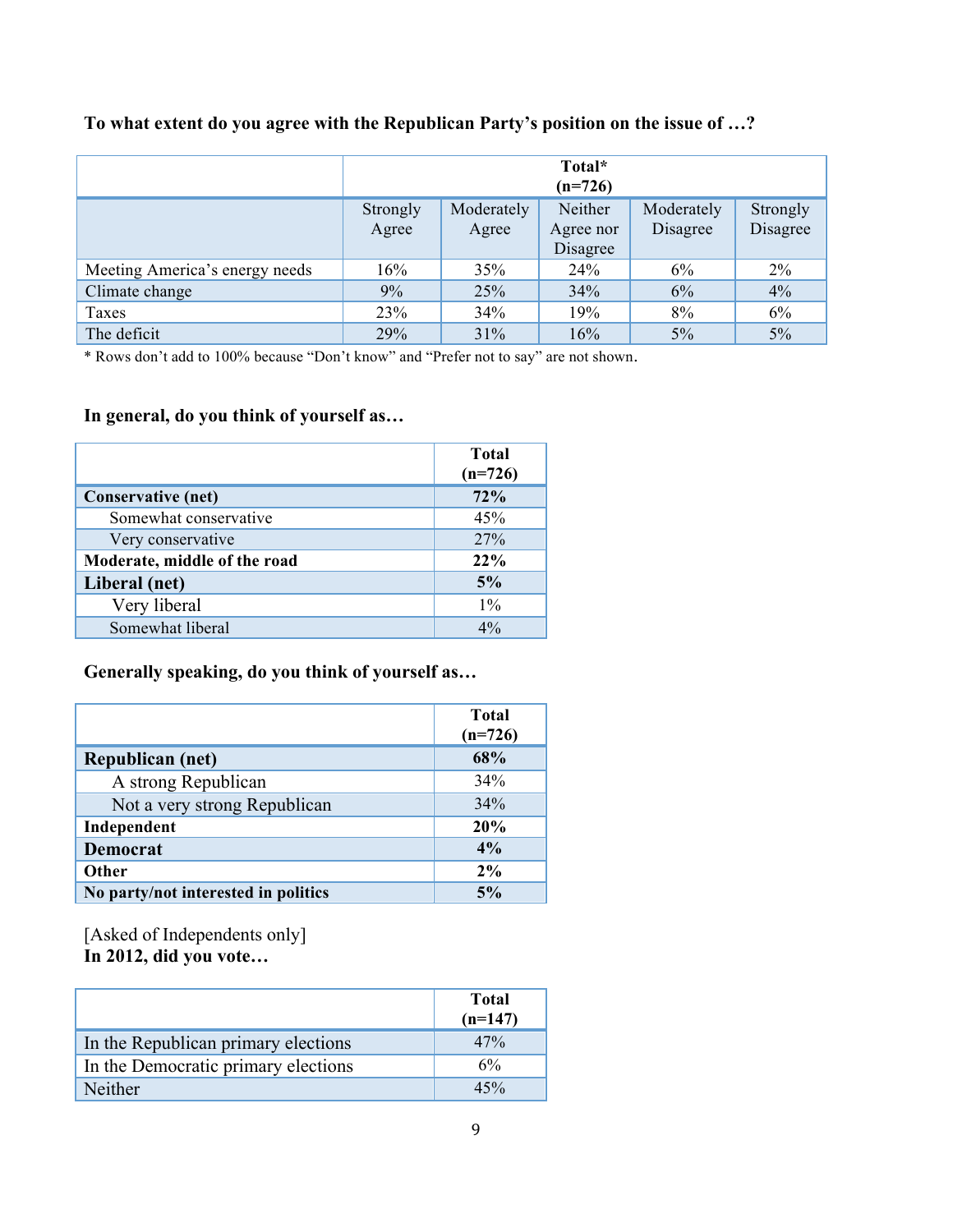**To what extent do you agree with the Republican Party's position on the issue of …?**

| | Total* (n=726) | | | | |
|---|---|---|---|---|---|
| | Strongly Agree | Moderately Agree | Neither Agree nor Disagree | Moderately Disagree | Strongly Disagree |
| Meeting America's energy needs | 16% | 35% | 24% | 6% | 2% |
| Climate change | 9% | 25% | 34% | 6% | 4% |
| Taxes | 23% | 34% | 19% | 8% | 6% |
| The deficit | 29% | 31% | 16% | 5% | 5% |

* Rows don't add to 100% because "Don't know" and "Prefer not to say" are not shown.

**In general, do you think of yourself as…**

| | Total (n=726) |
|---|---|
| **Conservative (net)** | **72%** |
| Somewhat conservative | 45% |
| Very conservative | 27% |
| **Moderate, middle of the road** | **22%** |
| **Liberal (net)** | **5%** |
| Very liberal | 1% |
| Somewhat liberal | 4% |

**Generally speaking, do you think of yourself as…**

| | Total (n=726) |
|---|---|
| **Republican (net)** | **68%** |
| A strong Republican | 34% |
| Not a very strong Republican | 34% |
| **Independent** | **20%** |
| **Democrat** | **4%** |
| **Other** | **2%** |
| **No party/not interested in politics** | **5%** |

[Asked of Independents only]
**In 2012, did you vote…**

| | Total (n=147) |
|---|---|
| In the Republican primary elections | 47% |
| In the Democratic primary elections | 6% |
| Neither | 45% |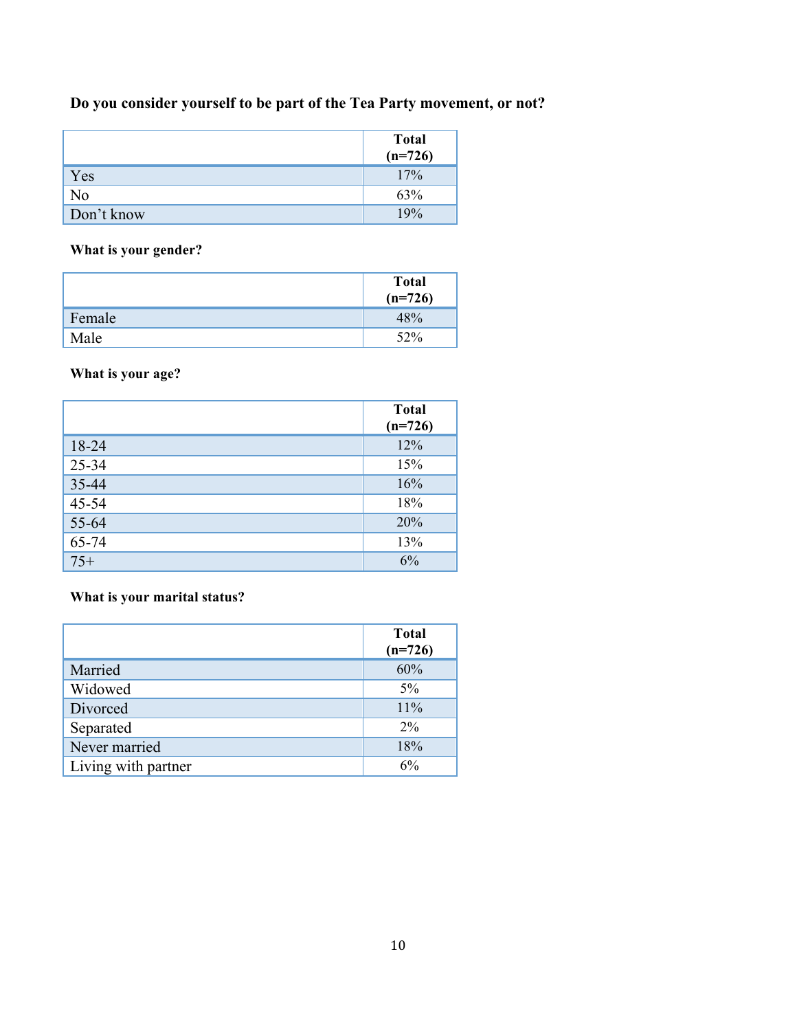**Do you consider yourself to be part of the Tea Party movement, or not?**

| | Total (n=726) |
|---|---|
| Yes | 17% |
| No | 63% |
| Don't know | 19% |

**What is your gender?**

| | Total (n=726) |
|---|---|
| Female | 48% |
| Male | 52% |

**What is your age?**

| | Total (n=726) |
|---|---|
| 18-24 | 12% |
| 25-34 | 15% |
| 35-44 | 16% |
| 45-54 | 18% |
| 55-64 | 20% |
| 65-74 | 13% |
| 75+ | 6% |

**What is your marital status?**

| | Total (n=726) |
|---|---|
| Married | 60% |
| Widowed | 5% |
| Divorced | 11% |
| Separated | 2% |
| Never married | 18% |
| Living with partner | 6% |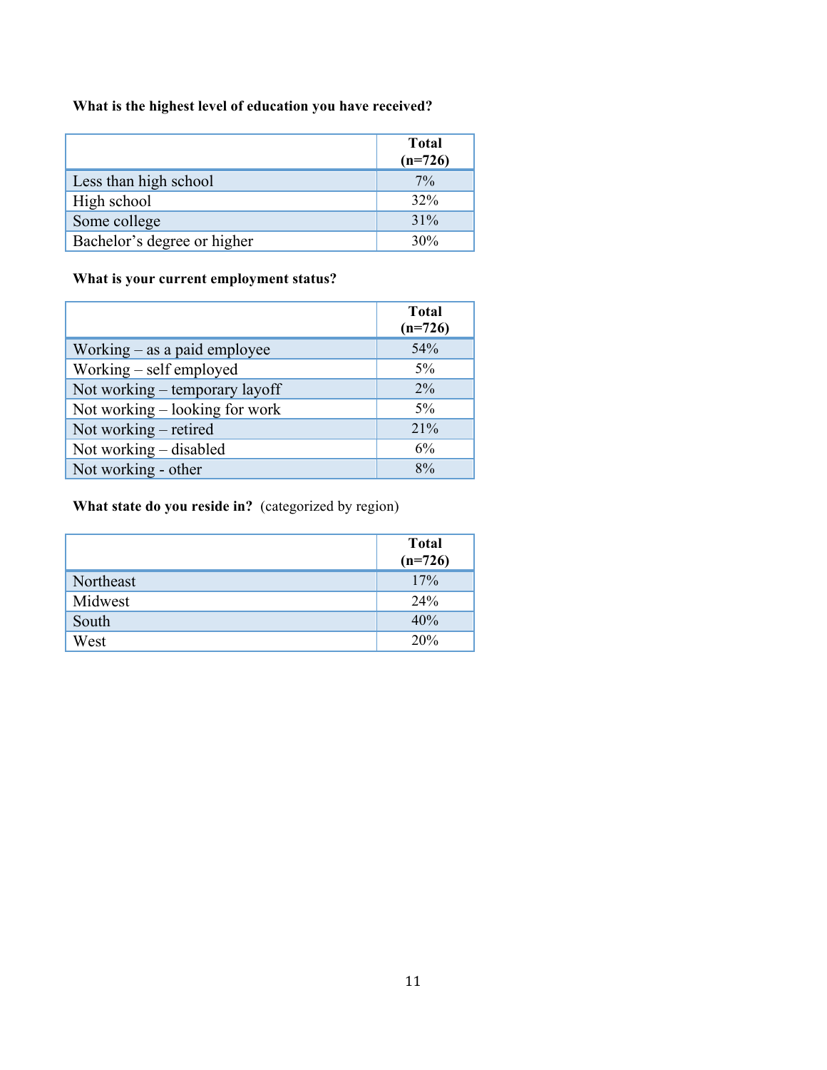**What is the highest level of education you have received?**

| | Total (n=726) |
|---|---|
| Less than high school | 7% |
| High school | 32% |
| Some college | 31% |
| Bachelor's degree or higher | 30% |

**What is your current employment status?**

| | Total (n=726) |
|---|---|
| Working – as a paid employee | 54% |
| Working – self employed | 5% |
| Not working – temporary layoff | 2% |
| Not working – looking for work | 5% |
| Not working – retired | 21% |
| Not working – disabled | 6% |
| Not working - other | 8% |

**What state do you reside in?** (categorized by region)

| | Total (n=726) |
|---|---|
| Northeast | 17% |
| Midwest | 24% |
| South | 40% |
| West | 20% |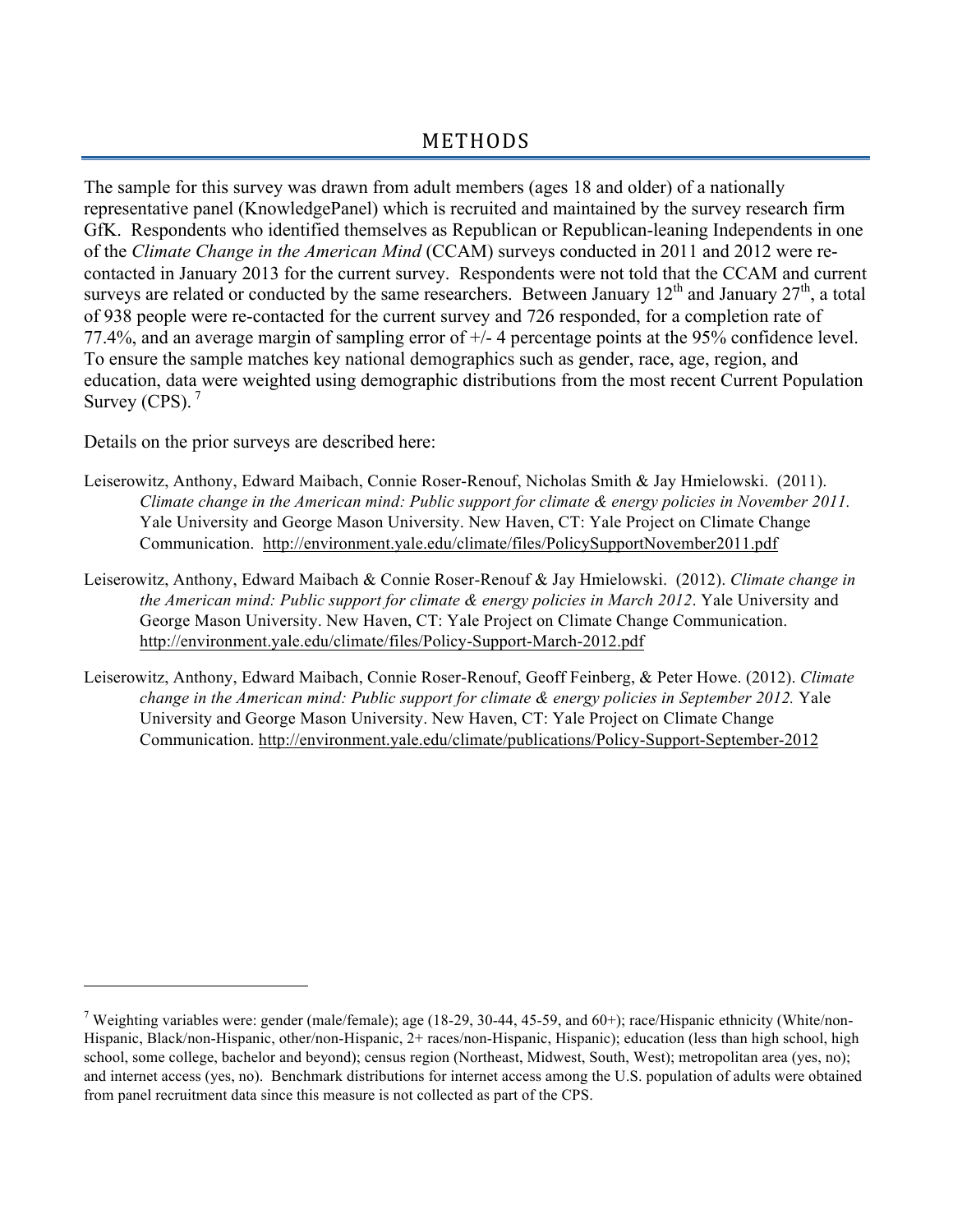# METHODS

The sample for this survey was drawn from adult members (ages 18 and older) of a nationally representative panel (KnowledgePanel) which is recruited and maintained by the survey research firm GfK. Respondents who identified themselves as Republican or Republican-leaning Independents in one of the *Climate Change in the American Mind* (CCAM) surveys conducted in 2011 and 2012 were re-contacted in January 2013 for the current survey. Respondents were not told that the CCAM and current surveys are related or conducted by the same researchers. Between January 12th and January 27th, a total of 938 people were re-contacted for the current survey and 726 responded, for a completion rate of 77.4%, and an average margin of sampling error of +/- 4 percentage points at the 95% confidence level. To ensure the sample matches key national demographics such as gender, race, age, region, and education, data were weighted using demographic distributions from the most recent Current Population Survey (CPS). [7]

Details on the prior surveys are described here:

Leiserowitz, Anthony, Edward Maibach, Connie Roser-Renouf, Nicholas Smith & Jay Hmielowski. (2011). *Climate change in the American mind: Public support for climate & energy policies in November 2011.* Yale University and George Mason University. New Haven, CT: Yale Project on Climate Change Communication. http://environment.yale.edu/climate/files/PolicySupportNovember2011.pdf

Leiserowitz, Anthony, Edward Maibach & Connie Roser-Renouf & Jay Hmielowski. (2012). *Climate change in the American mind: Public support for climate & energy policies in March 2012*. Yale University and George Mason University. New Haven, CT: Yale Project on Climate Change Communication. http://environment.yale.edu/climate/files/Policy-Support-March-2012.pdf

Leiserowitz, Anthony, Edward Maibach, Connie Roser-Renouf, Geoff Feinberg, & Peter Howe. (2012). *Climate change in the American mind: Public support for climate & energy policies in September 2012.* Yale University and George Mason University. New Haven, CT: Yale Project on Climate Change Communication. http://environment.yale.edu/climate/publications/Policy-Support-September-2012

---

[7] Weighting variables were: gender (male/female); age (18-29, 30-44, 45-59, and 60+); race/Hispanic ethnicity (White/non-Hispanic, Black/non-Hispanic, other/non-Hispanic, 2+ races/non-Hispanic, Hispanic); education (less than high school, high school, some college, bachelor and beyond); census region (Northeast, Midwest, South, West); metropolitan area (yes, no); and internet access (yes, no). Benchmark distributions for internet access among the U.S. population of adults were obtained from panel recruitment data since this measure is not collected as part of the CPS.